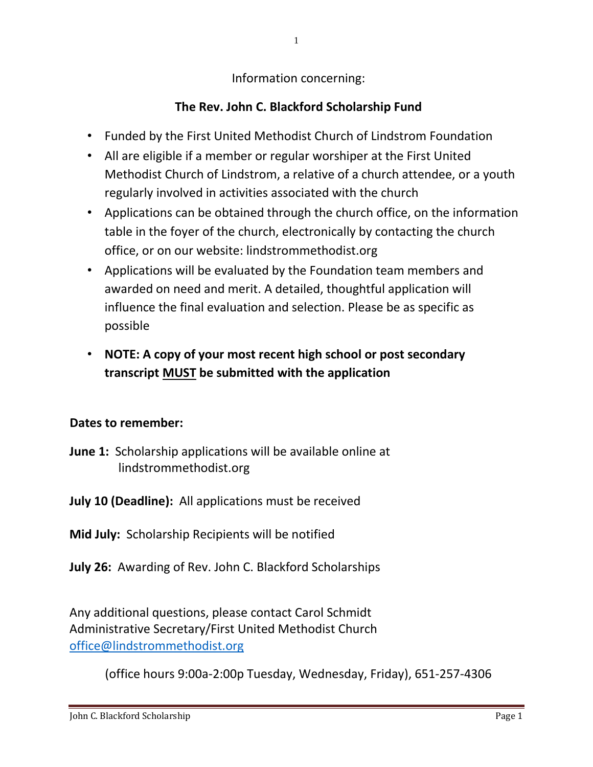Information concerning:

## The Rev. John C. Blackford Scholarship Fund

- Funded by the First United Methodist Church of Lindstrom Foundation
- All are eligible if a member or regular worshiper at the First United Methodist Church of Lindstrom, a relative of a church attendee, or a youth regularly involved in activities associated with the church
- Applications can be obtained through the church office, on the information table in the foyer of the church, electronically by contacting the church office, or on our website: lindstrommethodist.org
- Applications will be evaluated by the Foundation team members and awarded on need and merit. A detailed, thoughtful application will influence the final evaluation and selection. Please be as specific as possible
- **NOTE: A copy of your most recent high school or post secondary transcript <u>MUST</u> be submitted with the application**

**Dates to remember:**

**June 1:** Scholarship applications will be available online at lindstrommethodist.org

**July 10 (Deadline):** All applications must be received

**Mid July:** Scholarship Recipients will be notified

**July 26:** Awarding of Rev. John C. Blackford Scholarships

Any additional questions, please contact Carol Schmidt
Administrative Secretary/First United Methodist Church
office@lindstrommethodist.org

(office hours 9:00a-2:00p Tuesday, Wednesday, Friday), 651-257-4306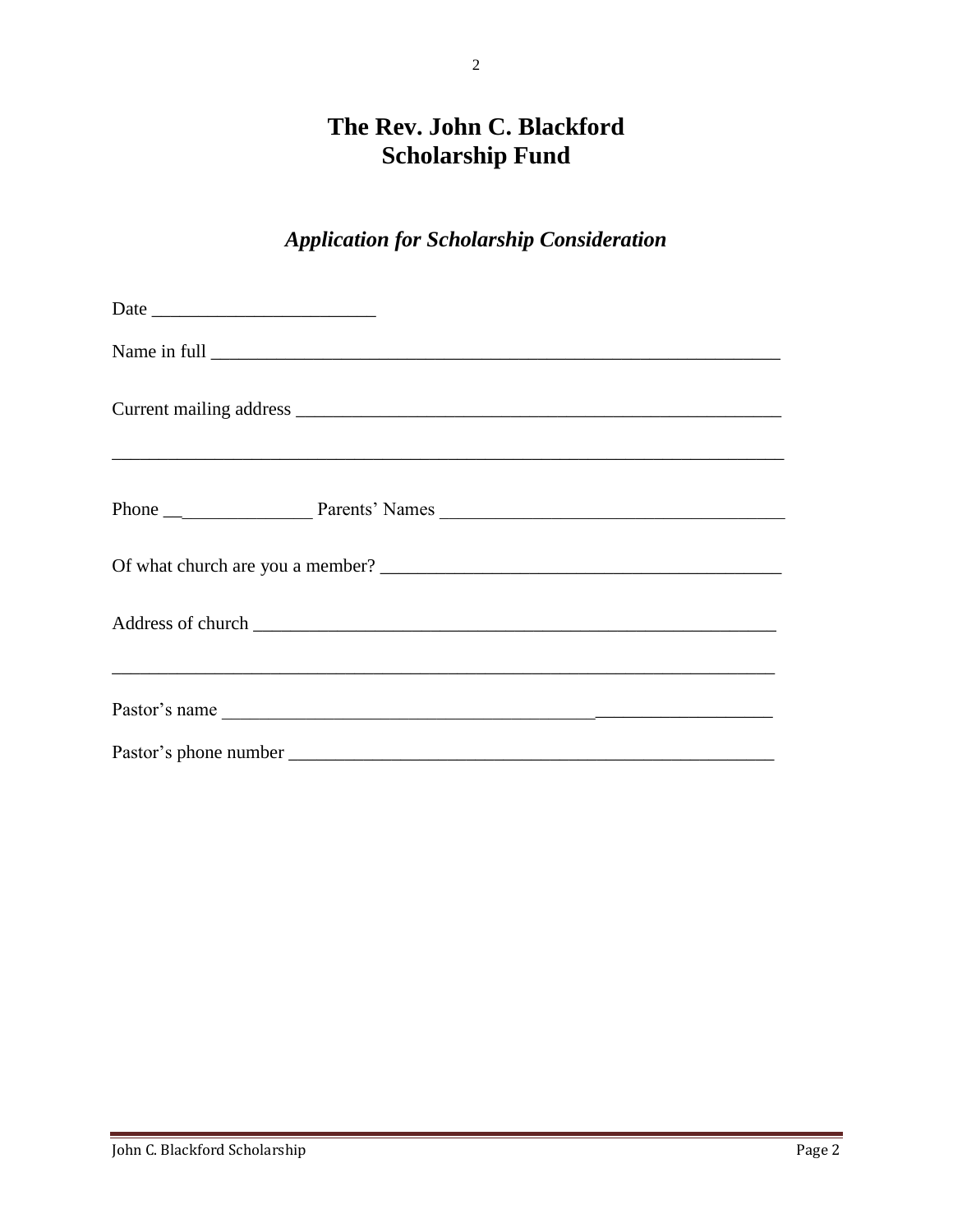# The Rev. John C. Blackford
# Scholarship Fund

## *Application for Scholarship Consideration*

Date ________________________

Name in full ______________________________________________________________

Current mailing address ____________________________________________________

________________________________________________________________________

Phone ________________ Parents' Names __________________________________

Of what church are you a member? ______________________________________

Address of church ________________________________________________________

________________________________________________________________________

Pastor's name ______________________________________________________________

Pastor's phone number ____________________________________________________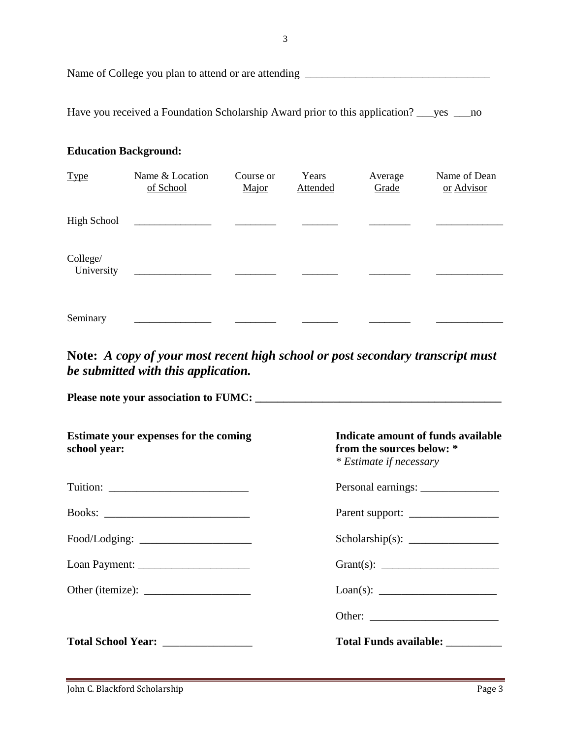Name of College you plan to attend or are attending ________________________________

Have you received a Foundation Scholarship Award prior to this application? ___yes ___no

**Education Background:**

| Type | Name & Location of School | Course or Major | Years Attended | Average Grade | Name of Dean or Advisor |
|---|---|---|---|---|---|
| High School | _______________ | ________ | _______ | ________ | _____________ |
| College/ University | _______________ | ________ | _______ | ________ | _____________ |
| Seminary | _______________ | ________ | _______ | ________ | _____________ |

## Note: *A copy of your most recent high school or post secondary transcript must be submitted with this application.*

**Please note your association to FUMC: ____________________________________________**

**Estimate your expenses for the coming school year:**

Tuition: ________________________

Books: __________________________

Food/Lodging: ___________________

Loan Payment: ___________________

Other (itemize): __________________

**Total School Year:** _______________

**Indicate amount of funds available from the sources below: \***
*\* Estimate if necessary*

Personal earnings: ______________

Parent support: ________________

Scholarship(s): ________________

Grant(s): _____________________

Loan(s): _____________________

Other: _______________________

**Total Funds available:** __________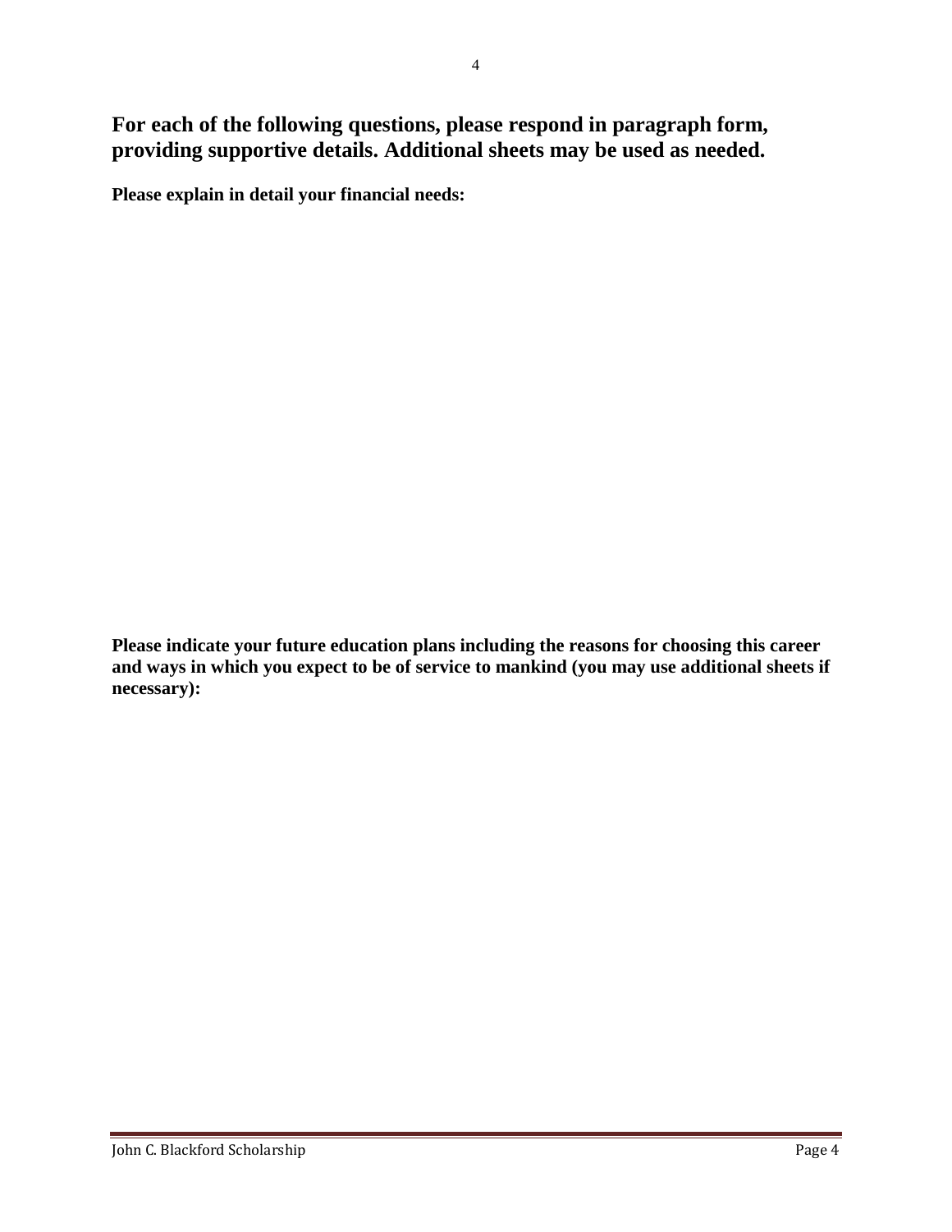**For each of the following questions, please respond in paragraph form, providing supportive details. Additional sheets may be used as needed.**

**Please explain in detail your financial needs:**

**Please indicate your future education plans including the reasons for choosing this career and ways in which you expect to be of service to mankind (you may use additional sheets if necessary):**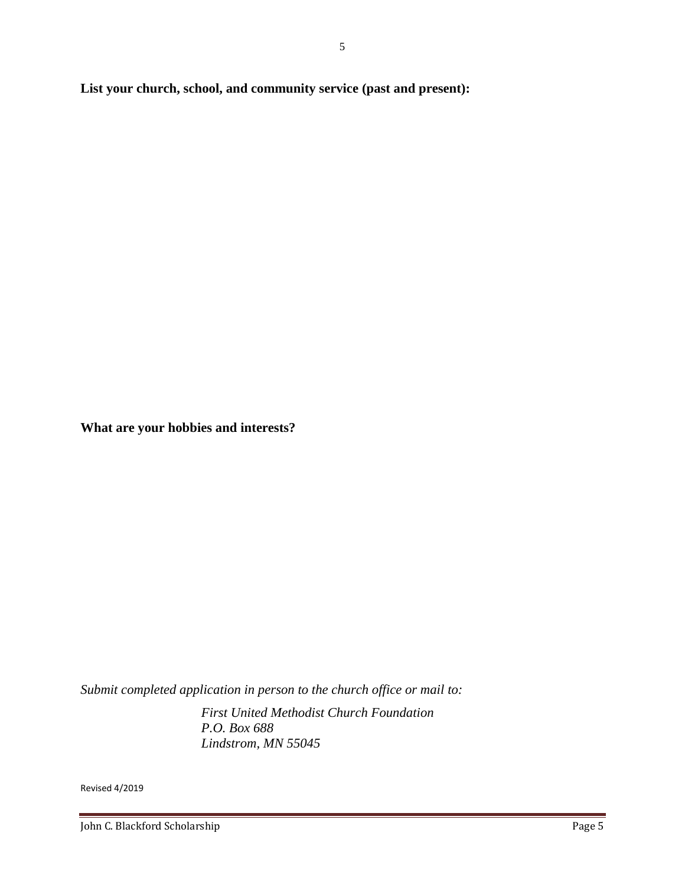**List your church, school, and community service (past and present):**

**What are your hobbies and interests?**

*Submit completed application in person to the church office or mail to:*

*First United Methodist Church Foundation*
*P.O. Box 688*
*Lindstrom, MN 55045*

Revised 4/2019